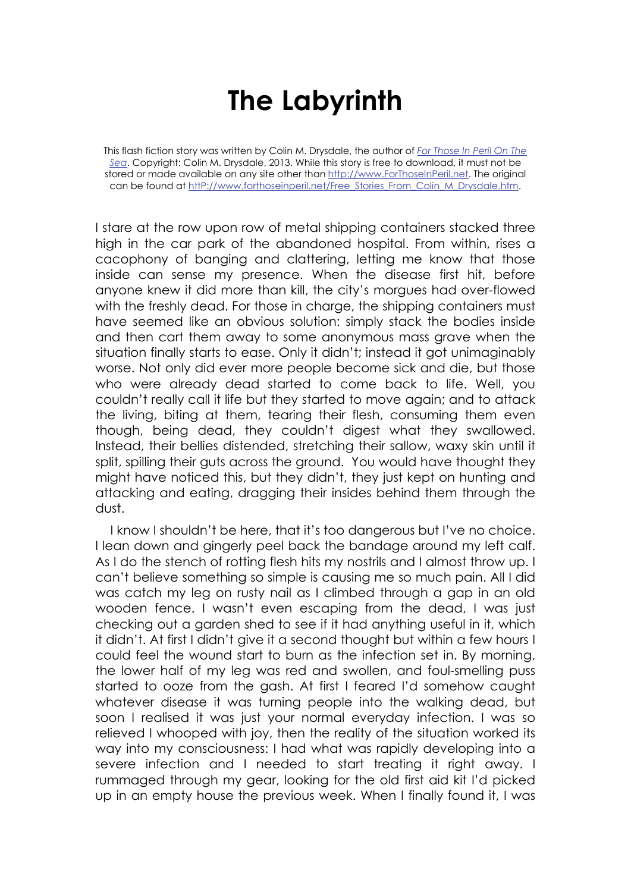# The Labyrinth

This flash fiction story was written by Colin M. Drysdale, the author of [*For Those In Peril On The Sea*](http://www.ForThoseInPeril.net). Copyright: Colin M. Drysdale, 2013. While this story is free to download, it must not be stored or made available on any site other than [http://www.ForThoseInPeril.net](http://www.ForThoseInPeril.net). The original can be found at [httP://www.forthoseinperil.net/Free_Stories_From_Colin_M_Drysdale.htm](httP://www.forthoseinperil.net/Free_Stories_From_Colin_M_Drysdale.htm).

I stare at the row upon row of metal shipping containers stacked three high in the car park of the abandoned hospital. From within, rises a cacophony of banging and clattering, letting me know that those inside can sense my presence. When the disease first hit, before anyone knew it did more than kill, the city's morgues had over-flowed with the freshly dead. For those in charge, the shipping containers must have seemed like an obvious solution: simply stack the bodies inside and then cart them away to some anonymous mass grave when the situation finally starts to ease. Only it didn't; instead it got unimaginably worse. Not only did ever more people become sick and die, but those who were already dead started to come back to life. Well, you couldn't really call it life but they started to move again; and to attack the living, biting at them, tearing their flesh, consuming them even though, being dead, they couldn't digest what they swallowed. Instead, their bellies distended, stretching their sallow, waxy skin until it split, spilling their guts across the ground. You would have thought they might have noticed this, but they didn't, they just kept on hunting and attacking and eating, dragging their insides behind them through the dust.

I know I shouldn't be here, that it's too dangerous but I've no choice. I lean down and gingerly peel back the bandage around my left calf. As I do the stench of rotting flesh hits my nostrils and I almost throw up. I can't believe something so simple is causing me so much pain. All I did was catch my leg on rusty nail as I climbed through a gap in an old wooden fence. I wasn't even escaping from the dead, I was just checking out a garden shed to see if it had anything useful in it, which it didn't. At first I didn't give it a second thought but within a few hours I could feel the wound start to burn as the infection set in. By morning, the lower half of my leg was red and swollen, and foul-smelling puss started to ooze from the gash. At first I feared I'd somehow caught whatever disease it was turning people into the walking dead, but soon I realised it was just your normal everyday infection. I was so relieved I whooped with joy, then the reality of the situation worked its way into my consciousness: I had what was rapidly developing into a severe infection and I needed to start treating it right away. I rummaged through my gear, looking for the old first aid kit I'd picked up in an empty house the previous week. When I finally found it, I was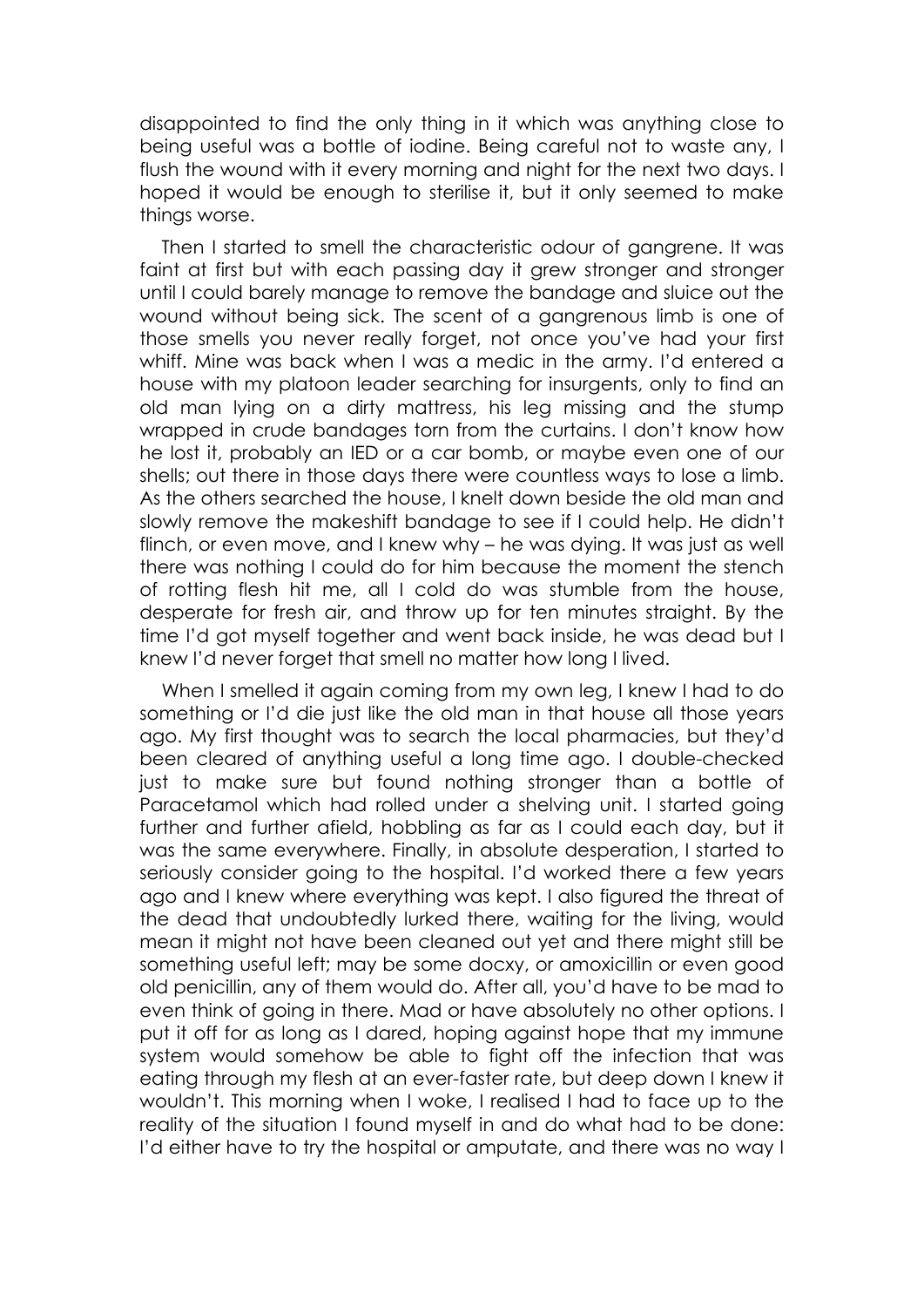disappointed to find the only thing in it which was anything close to being useful was a bottle of iodine. Being careful not to waste any, I flush the wound with it every morning and night for the next two days. I hoped it would be enough to sterilise it, but it only seemed to make things worse.

Then I started to smell the characteristic odour of gangrene. It was faint at first but with each passing day it grew stronger and stronger until I could barely manage to remove the bandage and sluice out the wound without being sick. The scent of a gangrenous limb is one of those smells you never really forget, not once you've had your first whiff. Mine was back when I was a medic in the army. I'd entered a house with my platoon leader searching for insurgents, only to find an old man lying on a dirty mattress, his leg missing and the stump wrapped in crude bandages torn from the curtains. I don't know how he lost it, probably an IED or a car bomb, or maybe even one of our shells; out there in those days there were countless ways to lose a limb. As the others searched the house, I knelt down beside the old man and slowly remove the makeshift bandage to see if I could help. He didn't flinch, or even move, and I knew why – he was dying. It was just as well there was nothing I could do for him because the moment the stench of rotting flesh hit me, all I cold do was stumble from the house, desperate for fresh air, and throw up for ten minutes straight. By the time I'd got myself together and went back inside, he was dead but I knew I'd never forget that smell no matter how long I lived.

When I smelled it again coming from my own leg, I knew I had to do something or I'd die just like the old man in that house all those years ago. My first thought was to search the local pharmacies, but they'd been cleared of anything useful a long time ago. I double-checked just to make sure but found nothing stronger than a bottle of Paracetamol which had rolled under a shelving unit. I started going further and further afield, hobbling as far as I could each day, but it was the same everywhere. Finally, in absolute desperation, I started to seriously consider going to the hospital. I'd worked there a few years ago and I knew where everything was kept. I also figured the threat of the dead that undoubtedly lurked there, waiting for the living, would mean it might not have been cleaned out yet and there might still be something useful left; may be some docxy, or amoxicillin or even good old penicillin, any of them would do. After all, you'd have to be mad to even think of going in there. Mad or have absolutely no other options. I put it off for as long as I dared, hoping against hope that my immune system would somehow be able to fight off the infection that was eating through my flesh at an ever-faster rate, but deep down I knew it wouldn't. This morning when I woke, I realised I had to face up to the reality of the situation I found myself in and do what had to be done: I'd either have to try the hospital or amputate, and there was no way I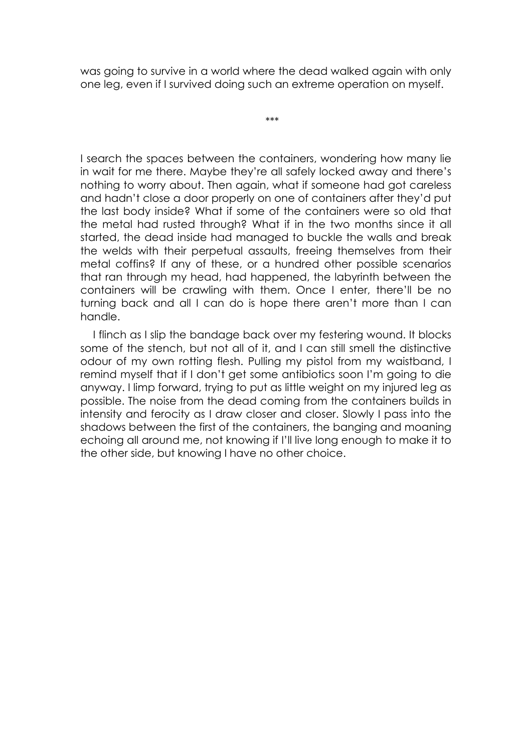was going to survive in a world where the dead walked again with only one leg, even if I survived doing such an extreme operation on myself.

***

I search the spaces between the containers, wondering how many lie in wait for me there. Maybe they're all safely locked away and there's nothing to worry about. Then again, what if someone had got careless and hadn't close a door properly on one of containers after they'd put the last body inside? What if some of the containers were so old that the metal had rusted through? What if in the two months since it all started, the dead inside had managed to buckle the walls and break the welds with their perpetual assaults, freeing themselves from their metal coffins? If any of these, or a hundred other possible scenarios that ran through my head, had happened, the labyrinth between the containers will be crawling with them. Once I enter, there'll be no turning back and all I can do is hope there aren't more than I can handle.

I flinch as I slip the bandage back over my festering wound. It blocks some of the stench, but not all of it, and I can still smell the distinctive odour of my own rotting flesh. Pulling my pistol from my waistband, I remind myself that if I don't get some antibiotics soon I'm going to die anyway. I limp forward, trying to put as little weight on my injured leg as possible. The noise from the dead coming from the containers builds in intensity and ferocity as I draw closer and closer. Slowly I pass into the shadows between the first of the containers, the banging and moaning echoing all around me, not knowing if I'll live long enough to make it to the other side, but knowing I have no other choice.